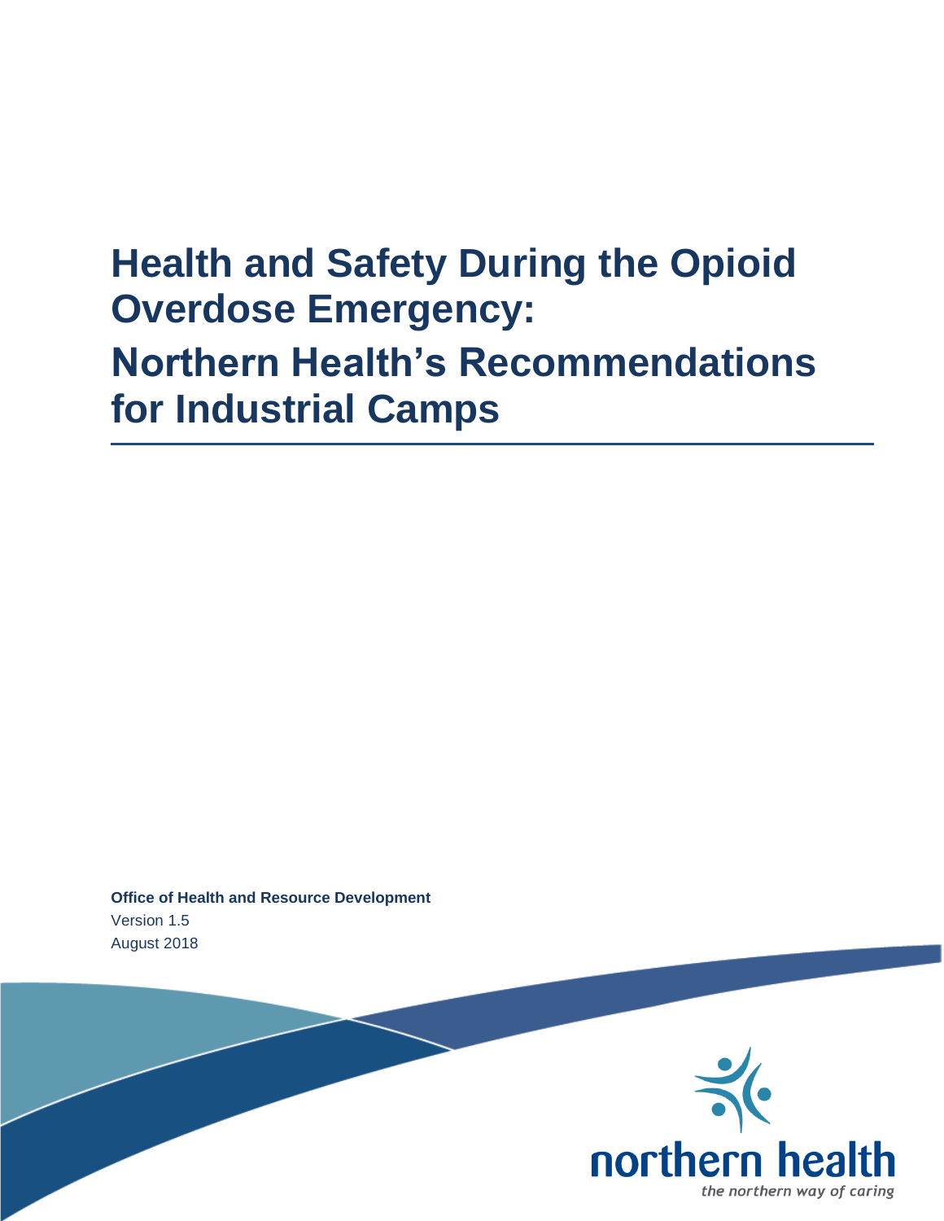# Health and Safety During the Opioid Overdose Emergency: Northern Health's Recommendations for Industrial Camps

**Office of Health and Resource Development**

Version 1.5

August 2018

northern health

*the northern way of caring*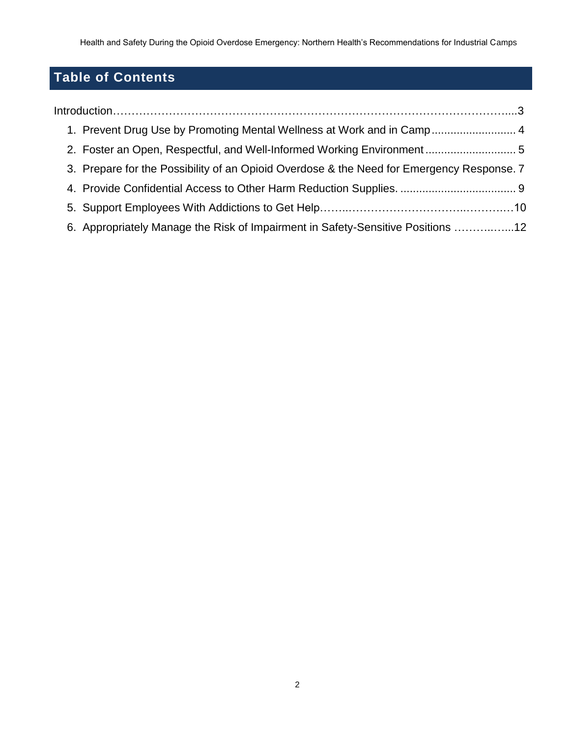## Table of Contents

Introduction…………………………………………………………………………………………....3

1. Prevent Drug Use by Promoting Mental Wellness at Work and in Camp .......................... 4
2. Foster an Open, Respectful, and Well-Informed Working Environment ............................ 5
3. Prepare for the Possibility of an Opioid Overdose & the Need for Emergency Response. 7
4. Provide Confidential Access to Other Harm Reduction Supplies. .................................... 9
5. Support Employees With Addictions to Get Help……...…………………………..……….…10
6. Appropriately Manage the Risk of Impairment in Safety-Sensitive Positions ………..…...12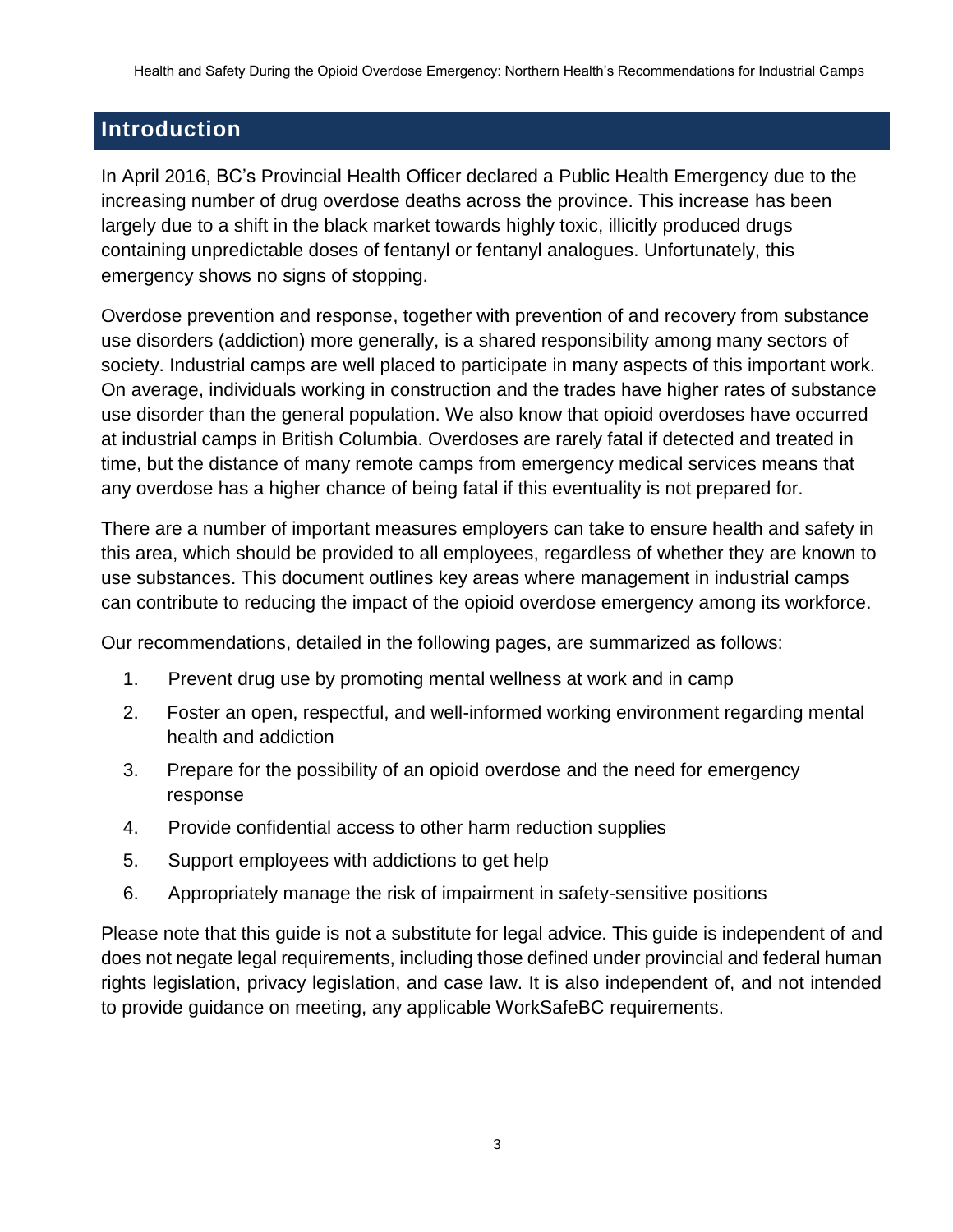## Introduction

In April 2016, BC's Provincial Health Officer declared a Public Health Emergency due to the increasing number of drug overdose deaths across the province. This increase has been largely due to a shift in the black market towards highly toxic, illicitly produced drugs containing unpredictable doses of fentanyl or fentanyl analogues. Unfortunately, this emergency shows no signs of stopping.

Overdose prevention and response, together with prevention of and recovery from substance use disorders (addiction) more generally, is a shared responsibility among many sectors of society. Industrial camps are well placed to participate in many aspects of this important work. On average, individuals working in construction and the trades have higher rates of substance use disorder than the general population. We also know that opioid overdoses have occurred at industrial camps in British Columbia. Overdoses are rarely fatal if detected and treated in time, but the distance of many remote camps from emergency medical services means that any overdose has a higher chance of being fatal if this eventuality is not prepared for.

There are a number of important measures employers can take to ensure health and safety in this area, which should be provided to all employees, regardless of whether they are known to use substances. This document outlines key areas where management in industrial camps can contribute to reducing the impact of the opioid overdose emergency among its workforce.

Our recommendations, detailed in the following pages, are summarized as follows:

1. Prevent drug use by promoting mental wellness at work and in camp
2. Foster an open, respectful, and well-informed working environment regarding mental health and addiction
3. Prepare for the possibility of an opioid overdose and the need for emergency response
4. Provide confidential access to other harm reduction supplies
5. Support employees with addictions to get help
6. Appropriately manage the risk of impairment in safety-sensitive positions

Please note that this guide is not a substitute for legal advice. This guide is independent of and does not negate legal requirements, including those defined under provincial and federal human rights legislation, privacy legislation, and case law. It is also independent of, and not intended to provide guidance on meeting, any applicable WorkSafeBC requirements.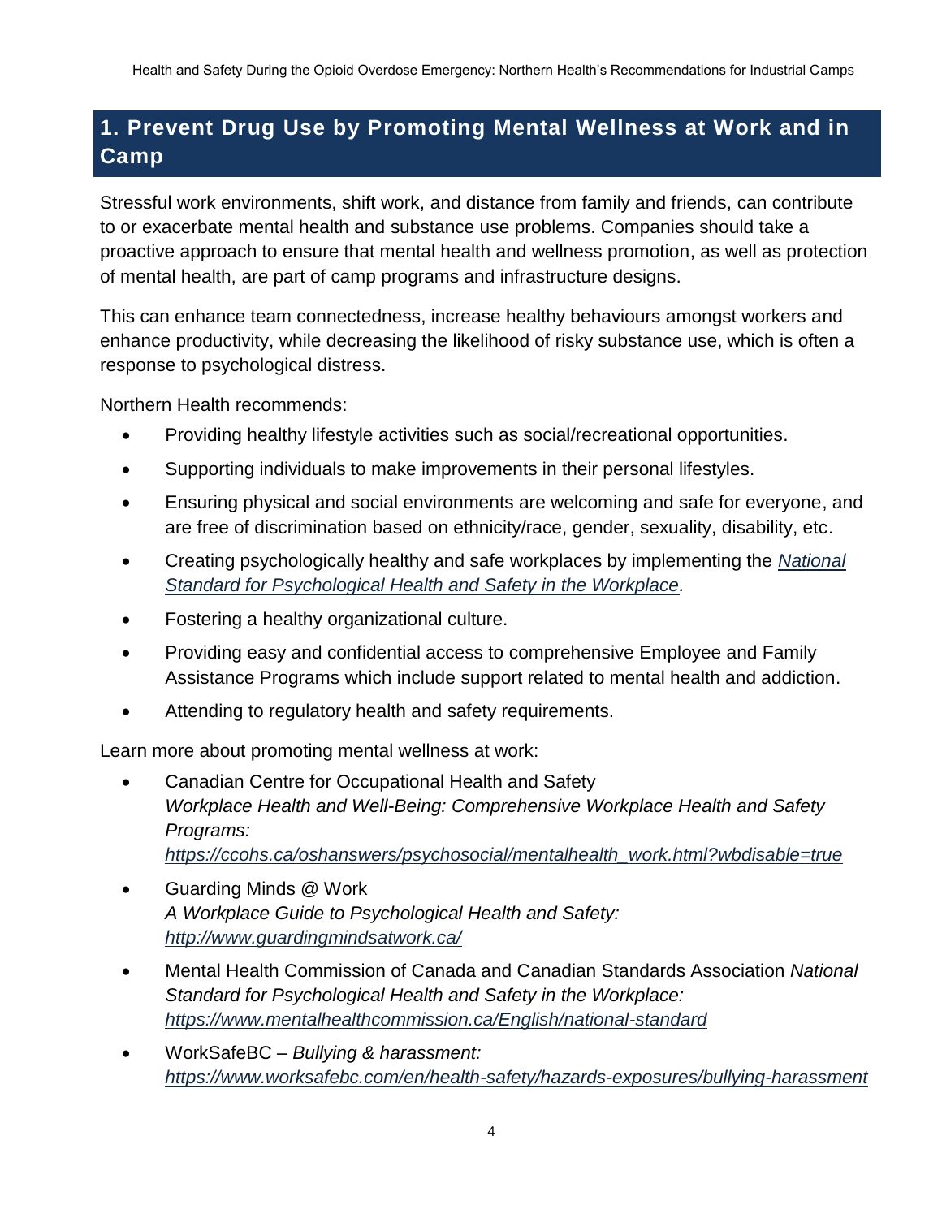## 1. Prevent Drug Use by Promoting Mental Wellness at Work and in Camp

Stressful work environments, shift work, and distance from family and friends, can contribute to or exacerbate mental health and substance use problems. Companies should take a proactive approach to ensure that mental health and wellness promotion, as well as protection of mental health, are part of camp programs and infrastructure designs.

This can enhance team connectedness, increase healthy behaviours amongst workers and enhance productivity, while decreasing the likelihood of risky substance use, which is often a response to psychological distress.

Northern Health recommends:

- Providing healthy lifestyle activities such as social/recreational opportunities.
- Supporting individuals to make improvements in their personal lifestyles.
- Ensuring physical and social environments are welcoming and safe for everyone, and are free of discrimination based on ethnicity/race, gender, sexuality, disability, etc.
- Creating psychologically healthy and safe workplaces by implementing the *National Standard for Psychological Health and Safety in the Workplace.*
- Fostering a healthy organizational culture.
- Providing easy and confidential access to comprehensive Employee and Family Assistance Programs which include support related to mental health and addiction.
- Attending to regulatory health and safety requirements.

Learn more about promoting mental wellness at work:

- Canadian Centre for Occupational Health and Safety
  *Workplace Health and Well-Being: Comprehensive Workplace Health and Safety Programs:*
  *https://ccohs.ca/oshanswers/psychosocial/mentalhealth_work.html?wbdisable=true*
- Guarding Minds @ Work
  *A Workplace Guide to Psychological Health and Safety:*
  *http://www.guardingmindsatwork.ca/*
- Mental Health Commission of Canada and Canadian Standards Association *National Standard for Psychological Health and Safety in the Workplace:*
  *https://www.mentalhealthcommission.ca/English/national-standard*
- WorkSafeBC – *Bullying & harassment:*
  *https://www.worksafebc.com/en/health-safety/hazards-exposures/bullying-harassment*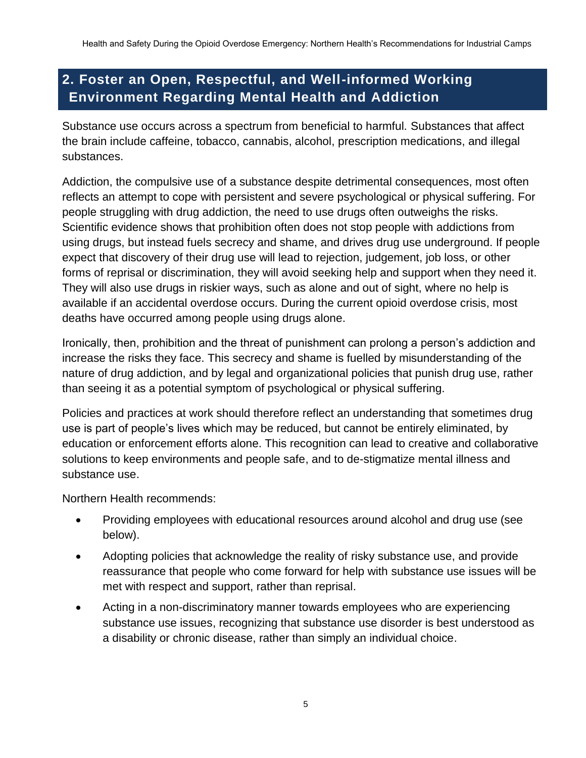## 2. Foster an Open, Respectful, and Well-informed Working Environment Regarding Mental Health and Addiction

Substance use occurs across a spectrum from beneficial to harmful. Substances that affect the brain include caffeine, tobacco, cannabis, alcohol, prescription medications, and illegal substances.

Addiction, the compulsive use of a substance despite detrimental consequences, most often reflects an attempt to cope with persistent and severe psychological or physical suffering. For people struggling with drug addiction, the need to use drugs often outweighs the risks. Scientific evidence shows that prohibition often does not stop people with addictions from using drugs, but instead fuels secrecy and shame, and drives drug use underground. If people expect that discovery of their drug use will lead to rejection, judgement, job loss, or other forms of reprisal or discrimination, they will avoid seeking help and support when they need it. They will also use drugs in riskier ways, such as alone and out of sight, where no help is available if an accidental overdose occurs. During the current opioid overdose crisis, most deaths have occurred among people using drugs alone.

Ironically, then, prohibition and the threat of punishment can prolong a person's addiction and increase the risks they face. This secrecy and shame is fuelled by misunderstanding of the nature of drug addiction, and by legal and organizational policies that punish drug use, rather than seeing it as a potential symptom of psychological or physical suffering.

Policies and practices at work should therefore reflect an understanding that sometimes drug use is part of people's lives which may be reduced, but cannot be entirely eliminated, by education or enforcement efforts alone. This recognition can lead to creative and collaborative solutions to keep environments and people safe, and to de-stigmatize mental illness and substance use.

Northern Health recommends:

- Providing employees with educational resources around alcohol and drug use (see below).
- Adopting policies that acknowledge the reality of risky substance use, and provide reassurance that people who come forward for help with substance use issues will be met with respect and support, rather than reprisal.
- Acting in a non-discriminatory manner towards employees who are experiencing substance use issues, recognizing that substance use disorder is best understood as a disability or chronic disease, rather than simply an individual choice.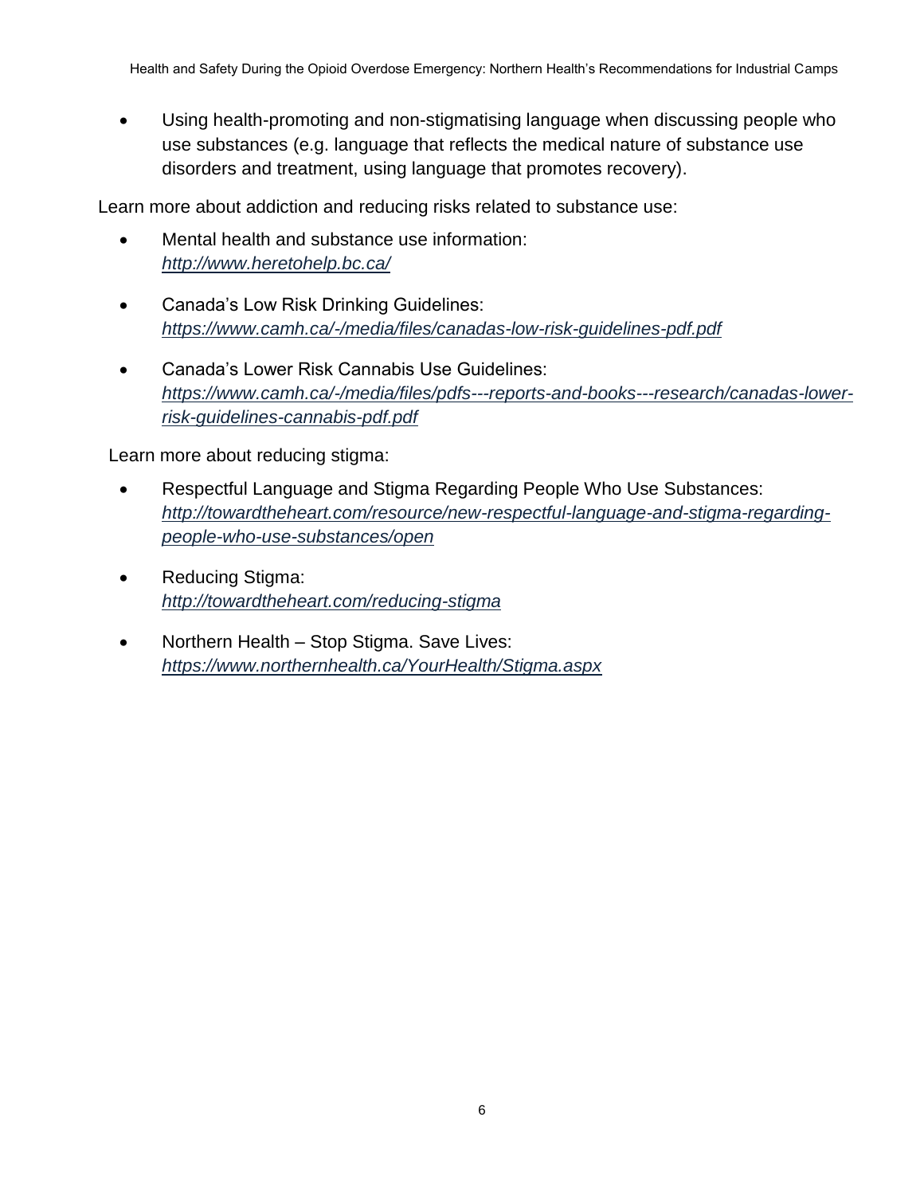- Using health-promoting and non-stigmatising language when discussing people who use substances (e.g. language that reflects the medical nature of substance use disorders and treatment, using language that promotes recovery).

Learn more about addiction and reducing risks related to substance use:

- Mental health and substance use information: *http://www.heretohelp.bc.ca/*
- Canada's Low Risk Drinking Guidelines: *https://www.camh.ca/-/media/files/canadas-low-risk-guidelines-pdf.pdf*
- Canada's Lower Risk Cannabis Use Guidelines: *https://www.camh.ca/-/media/files/pdfs---reports-and-books---research/canadas-lower-risk-guidelines-cannabis-pdf.pdf*

Learn more about reducing stigma:

- Respectful Language and Stigma Regarding People Who Use Substances: *http://towardtheheart.com/resource/new-respectful-language-and-stigma-regarding-people-who-use-substances/open*
- Reducing Stigma: *http://towardtheheart.com/reducing-stigma*
- Northern Health – Stop Stigma. Save Lives: *https://www.northernhealth.ca/YourHealth/Stigma.aspx*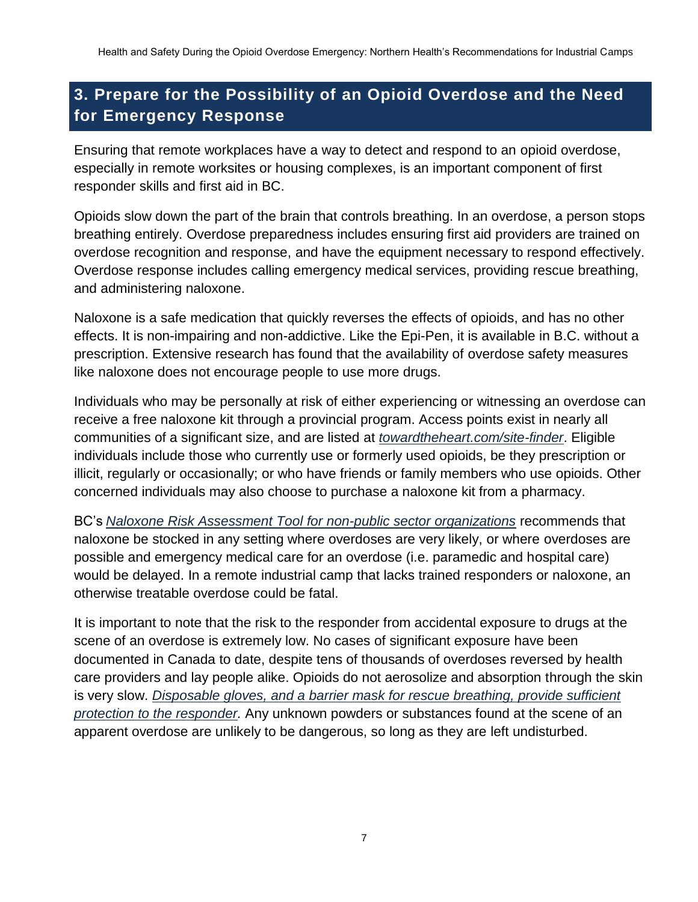## 3. Prepare for the Possibility of an Opioid Overdose and the Need for Emergency Response

Ensuring that remote workplaces have a way to detect and respond to an opioid overdose, especially in remote worksites or housing complexes, is an important component of first responder skills and first aid in BC.

Opioids slow down the part of the brain that controls breathing. In an overdose, a person stops breathing entirely. Overdose preparedness includes ensuring first aid providers are trained on overdose recognition and response, and have the equipment necessary to respond effectively. Overdose response includes calling emergency medical services, providing rescue breathing, and administering naloxone.

Naloxone is a safe medication that quickly reverses the effects of opioids, and has no other effects. It is non-impairing and non-addictive. Like the Epi-Pen, it is available in B.C. without a prescription. Extensive research has found that the availability of overdose safety measures like naloxone does not encourage people to use more drugs.

Individuals who may be personally at risk of either experiencing or witnessing an overdose can receive a free naloxone kit through a provincial program. Access points exist in nearly all communities of a significant size, and are listed at *towardtheheart.com/site-finder*. Eligible individuals include those who currently use or formerly used opioids, be they prescription or illicit, regularly or occasionally; or who have friends or family members who use opioids. Other concerned individuals may also choose to purchase a naloxone kit from a pharmacy.

BC's *Naloxone Risk Assessment Tool for non-public sector organizations* recommends that naloxone be stocked in any setting where overdoses are very likely, or where overdoses are possible and emergency medical care for an overdose (i.e. paramedic and hospital care) would be delayed. In a remote industrial camp that lacks trained responders or naloxone, an otherwise treatable overdose could be fatal.

It is important to note that the risk to the responder from accidental exposure to drugs at the scene of an overdose is extremely low. No cases of significant exposure have been documented in Canada to date, despite tens of thousands of overdoses reversed by health care providers and lay people alike. Opioids do not aerosolize and absorption through the skin is very slow. *Disposable gloves, and a barrier mask for rescue breathing, provide sufficient protection to the responder.* Any unknown powders or substances found at the scene of an apparent overdose are unlikely to be dangerous, so long as they are left undisturbed.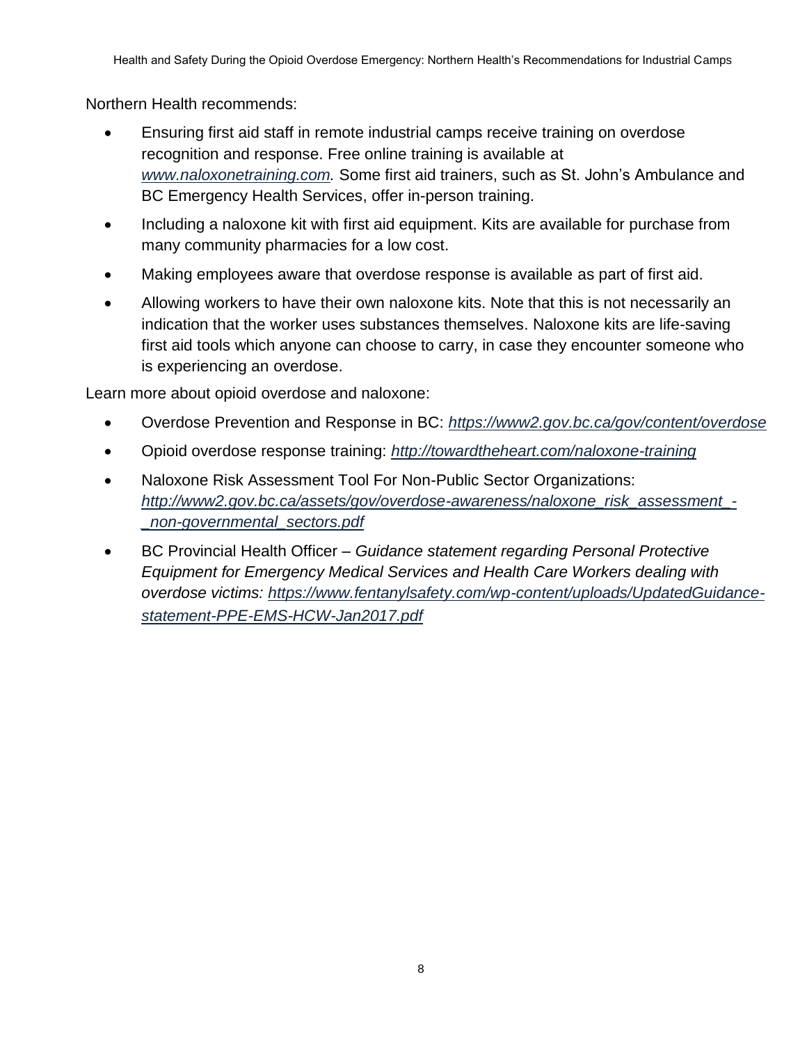Northern Health recommends:

- Ensuring first aid staff in remote industrial camps receive training on overdose recognition and response. Free online training is available at *www.naloxonetraining.com.* Some first aid trainers, such as St. John's Ambulance and BC Emergency Health Services, offer in-person training.
- Including a naloxone kit with first aid equipment. Kits are available for purchase from many community pharmacies for a low cost.
- Making employees aware that overdose response is available as part of first aid.
- Allowing workers to have their own naloxone kits. Note that this is not necessarily an indication that the worker uses substances themselves. Naloxone kits are life-saving first aid tools which anyone can choose to carry, in case they encounter someone who is experiencing an overdose.

Learn more about opioid overdose and naloxone:

- Overdose Prevention and Response in BC: *https://www2.gov.bc.ca/gov/content/overdose*
- Opioid overdose response training: *http://towardtheheart.com/naloxone-training*
- Naloxone Risk Assessment Tool For Non-Public Sector Organizations: *http://www2.gov.bc.ca/assets/gov/overdose-awareness/naloxone_risk_assessment_-_non-governmental_sectors.pdf*
- BC Provincial Health Officer – *Guidance statement regarding Personal Protective Equipment for Emergency Medical Services and Health Care Workers dealing with overdose victims: https://www.fentanylsafety.com/wp-content/uploads/UpdatedGuidance-statement-PPE-EMS-HCW-Jan2017.pdf*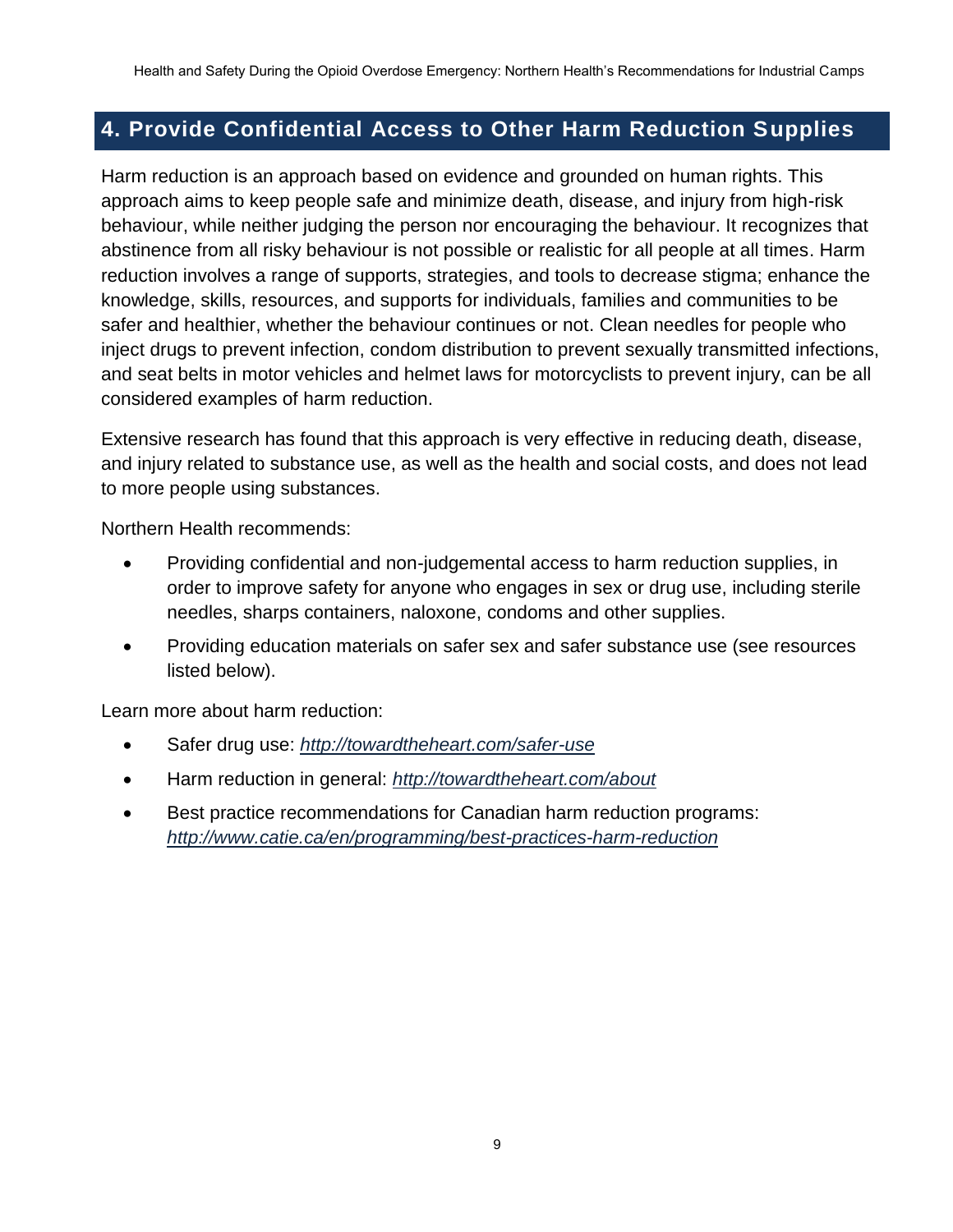## 4. Provide Confidential Access to Other Harm Reduction Supplies

Harm reduction is an approach based on evidence and grounded on human rights. This approach aims to keep people safe and minimize death, disease, and injury from high-risk behaviour, while neither judging the person nor encouraging the behaviour. It recognizes that abstinence from all risky behaviour is not possible or realistic for all people at all times. Harm reduction involves a range of supports, strategies, and tools to decrease stigma; enhance the knowledge, skills, resources, and supports for individuals, families and communities to be safer and healthier, whether the behaviour continues or not. Clean needles for people who inject drugs to prevent infection, condom distribution to prevent sexually transmitted infections, and seat belts in motor vehicles and helmet laws for motorcyclists to prevent injury, can be all considered examples of harm reduction.

Extensive research has found that this approach is very effective in reducing death, disease, and injury related to substance use, as well as the health and social costs, and does not lead to more people using substances.

Northern Health recommends:

- Providing confidential and non-judgemental access to harm reduction supplies, in order to improve safety for anyone who engages in sex or drug use, including sterile needles, sharps containers, naloxone, condoms and other supplies.
- Providing education materials on safer sex and safer substance use (see resources listed below).

Learn more about harm reduction:

- Safer drug use: *http://towardtheheart.com/safer-use*
- Harm reduction in general: *http://towardtheheart.com/about*
- Best practice recommendations for Canadian harm reduction programs: *http://www.catie.ca/en/programming/best-practices-harm-reduction*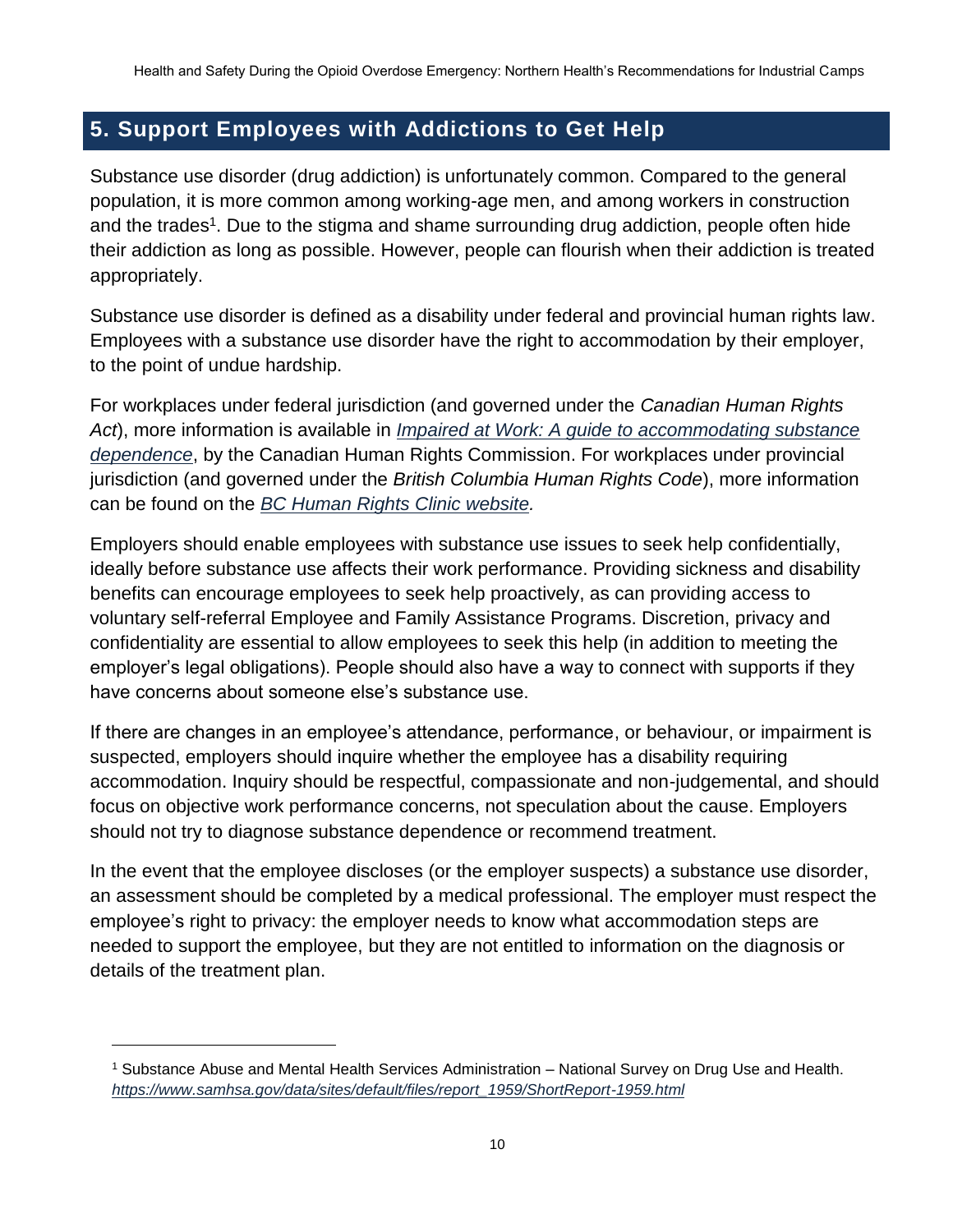## 5. Support Employees with Addictions to Get Help

Substance use disorder (drug addiction) is unfortunately common. Compared to the general population, it is more common among working-age men, and among workers in construction and the trades[1]. Due to the stigma and shame surrounding drug addiction, people often hide their addiction as long as possible. However, people can flourish when their addiction is treated appropriately.

Substance use disorder is defined as a disability under federal and provincial human rights law. Employees with a substance use disorder have the right to accommodation by their employer, to the point of undue hardship.

For workplaces under federal jurisdiction (and governed under the *Canadian Human Rights Act*), more information is available in *Impaired at Work: A guide to accommodating substance dependence*, by the Canadian Human Rights Commission. For workplaces under provincial jurisdiction (and governed under the *British Columbia Human Rights Code*), more information can be found on the *BC Human Rights Clinic website.*

Employers should enable employees with substance use issues to seek help confidentially, ideally before substance use affects their work performance. Providing sickness and disability benefits can encourage employees to seek help proactively, as can providing access to voluntary self-referral Employee and Family Assistance Programs. Discretion, privacy and confidentiality are essential to allow employees to seek this help (in addition to meeting the employer's legal obligations). People should also have a way to connect with supports if they have concerns about someone else's substance use.

If there are changes in an employee's attendance, performance, or behaviour, or impairment is suspected, employers should inquire whether the employee has a disability requiring accommodation. Inquiry should be respectful, compassionate and non-judgemental, and should focus on objective work performance concerns, not speculation about the cause. Employers should not try to diagnose substance dependence or recommend treatment.

In the event that the employee discloses (or the employer suspects) a substance use disorder, an assessment should be completed by a medical professional. The employer must respect the employee's right to privacy: the employer needs to know what accommodation steps are needed to support the employee, but they are not entitled to information on the diagnosis or details of the treatment plan.

[1] Substance Abuse and Mental Health Services Administration – National Survey on Drug Use and Health. *https://www.samhsa.gov/data/sites/default/files/report_1959/ShortReport-1959.html*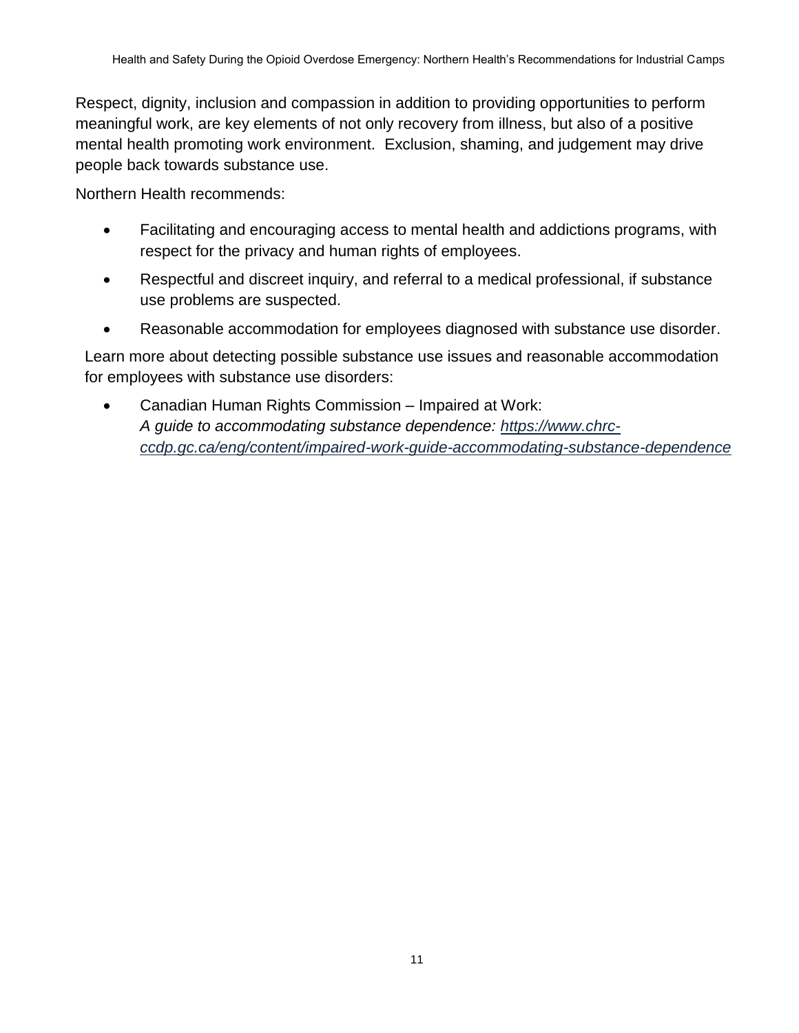Respect, dignity, inclusion and compassion in addition to providing opportunities to perform meaningful work, are key elements of not only recovery from illness, but also of a positive mental health promoting work environment. Exclusion, shaming, and judgement may drive people back towards substance use.

Northern Health recommends:

- Facilitating and encouraging access to mental health and addictions programs, with respect for the privacy and human rights of employees.
- Respectful and discreet inquiry, and referral to a medical professional, if substance use problems are suspected.
- Reasonable accommodation for employees diagnosed with substance use disorder.

Learn more about detecting possible substance use issues and reasonable accommodation for employees with substance use disorders:

- Canadian Human Rights Commission – Impaired at Work:
  *A guide to accommodating substance dependence: [https://www.chrc-ccdp.gc.ca/eng/content/impaired-work-guide-accommodating-substance-dependence](https://www.chrc-ccdp.gc.ca/eng/content/impaired-work-guide-accommodating-substance-dependence)*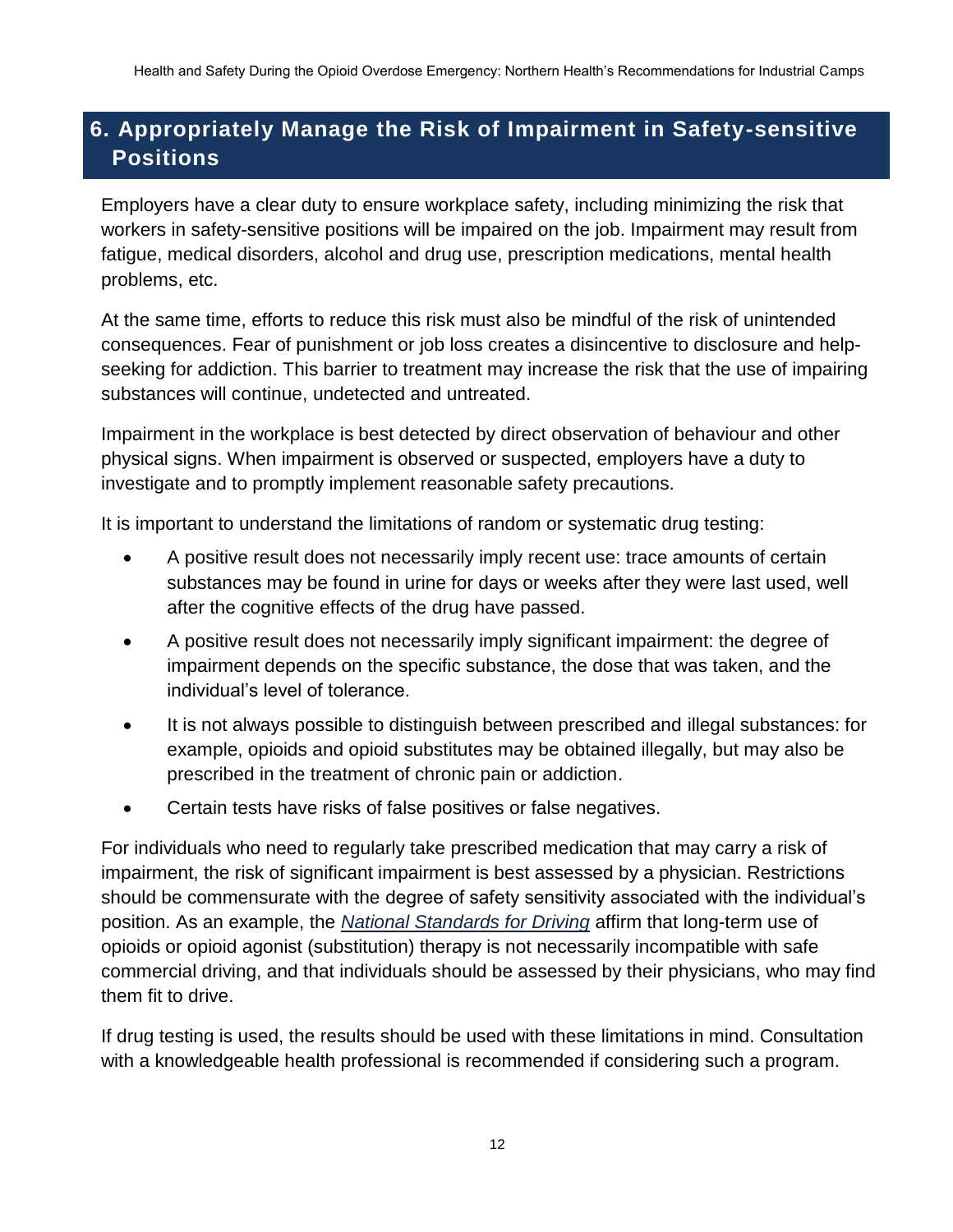## 6. Appropriately Manage the Risk of Impairment in Safety-sensitive Positions

Employers have a clear duty to ensure workplace safety, including minimizing the risk that workers in safety-sensitive positions will be impaired on the job. Impairment may result from fatigue, medical disorders, alcohol and drug use, prescription medications, mental health problems, etc.

At the same time, efforts to reduce this risk must also be mindful of the risk of unintended consequences. Fear of punishment or job loss creates a disincentive to disclosure and help-seeking for addiction. This barrier to treatment may increase the risk that the use of impairing substances will continue, undetected and untreated.

Impairment in the workplace is best detected by direct observation of behaviour and other physical signs. When impairment is observed or suspected, employers have a duty to investigate and to promptly implement reasonable safety precautions.

It is important to understand the limitations of random or systematic drug testing:

- A positive result does not necessarily imply recent use: trace amounts of certain substances may be found in urine for days or weeks after they were last used, well after the cognitive effects of the drug have passed.
- A positive result does not necessarily imply significant impairment: the degree of impairment depends on the specific substance, the dose that was taken, and the individual's level of tolerance.
- It is not always possible to distinguish between prescribed and illegal substances: for example, opioids and opioid substitutes may be obtained illegally, but may also be prescribed in the treatment of chronic pain or addiction.
- Certain tests have risks of false positives or false negatives.

For individuals who need to regularly take prescribed medication that may carry a risk of impairment, the risk of significant impairment is best assessed by a physician. Restrictions should be commensurate with the degree of safety sensitivity associated with the individual's position. As an example, the *National Standards for Driving* affirm that long-term use of opioids or opioid agonist (substitution) therapy is not necessarily incompatible with safe commercial driving, and that individuals should be assessed by their physicians, who may find them fit to drive.

If drug testing is used, the results should be used with these limitations in mind. Consultation with a knowledgeable health professional is recommended if considering such a program.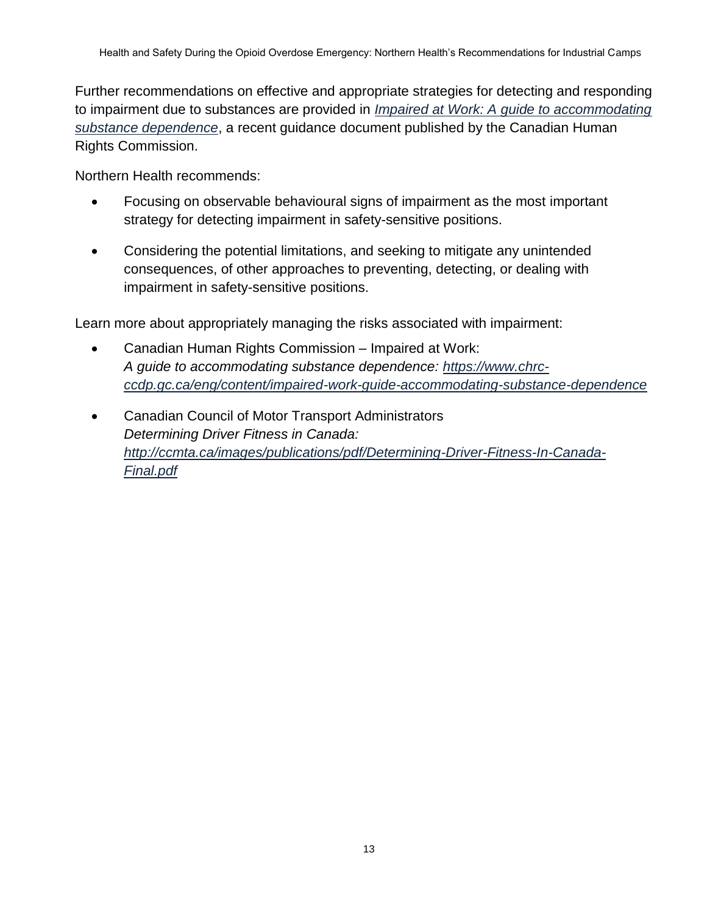Further recommendations on effective and appropriate strategies for detecting and responding to impairment due to substances are provided in [*Impaired at Work: A guide to accommodating substance dependence*](https://www.chrc-ccdp.gc.ca/eng/content/impaired-work-guide-accommodating-substance-dependence), a recent guidance document published by the Canadian Human Rights Commission.

Northern Health recommends:

- Focusing on observable behavioural signs of impairment as the most important strategy for detecting impairment in safety-sensitive positions.
- Considering the potential limitations, and seeking to mitigate any unintended consequences, of other approaches to preventing, detecting, or dealing with impairment in safety-sensitive positions.

Learn more about appropriately managing the risks associated with impairment:

- Canadian Human Rights Commission – Impaired at Work:
  *A guide to accommodating substance dependence: [https://www.chrc-ccdp.gc.ca/eng/content/impaired-work-guide-accommodating-substance-dependence](https://www.chrc-ccdp.gc.ca/eng/content/impaired-work-guide-accommodating-substance-dependence)*
- Canadian Council of Motor Transport Administrators
  *Determining Driver Fitness in Canada:*
  *[http://ccmta.ca/images/publications/pdf/Determining-Driver-Fitness-In-Canada-Final.pdf](http://ccmta.ca/images/publications/pdf/Determining-Driver-Fitness-In-Canada-Final.pdf)*